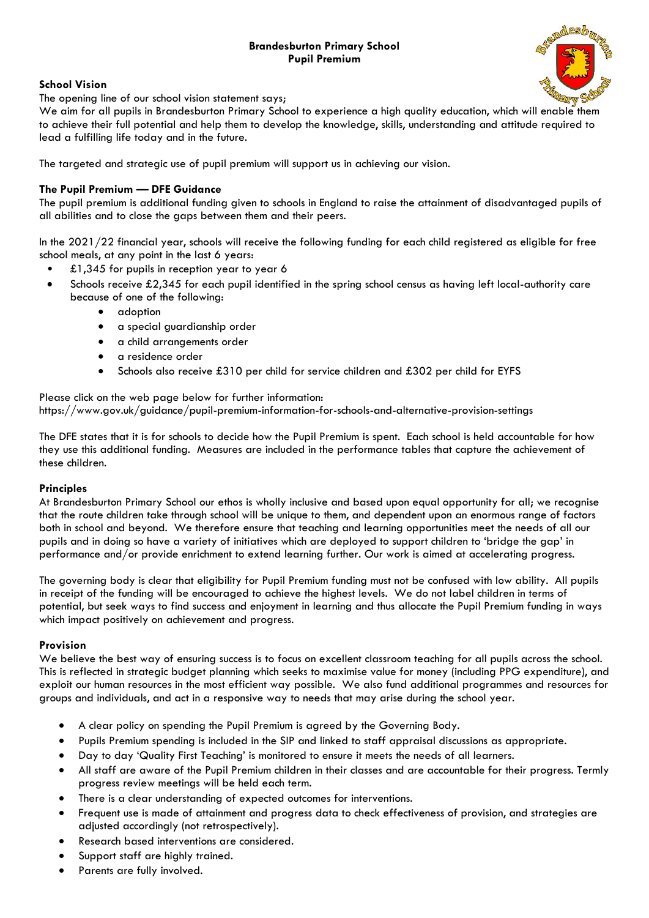# Brandesburton Primary School
## Pupil Premium

### School Vision

The opening line of our school vision statement says;
We aim for all pupils in Brandesburton Primary School to experience a high quality education, which will enable them to achieve their full potential and help them to develop the knowledge, skills, understanding and attitude required to lead a fulfilling life today and in the future.

The targeted and strategic use of pupil premium will support us in achieving our vision.

### The Pupil Premium — DFE Guidance

The pupil premium is additional funding given to schools in England to raise the attainment of disadvantaged pupils of all abilities and to close the gaps between them and their peers.

In the 2021/22 financial year, schools will receive the following funding for each child registered as eligible for free school meals, at any point in the last 6 years:

- £1,345 for pupils in reception year to year 6
- Schools receive £2,345 for each pupil identified in the spring school census as having left local-authority care because of one of the following:
    - adoption
    - a special guardianship order
    - a child arrangements order
    - a residence order
    - Schools also receive £310 per child for service children and £302 per child for EYFS

Please click on the web page below for further information:
https://www.gov.uk/guidance/pupil-premium-information-for-schools-and-alternative-provision-settings

The DFE states that it is for schools to decide how the Pupil Premium is spent. Each school is held accountable for how they use this additional funding. Measures are included in the performance tables that capture the achievement of these children.

### Principles

At Brandesburton Primary School our ethos is wholly inclusive and based upon equal opportunity for all; we recognise that the route children take through school will be unique to them, and dependent upon an enormous range of factors both in school and beyond. We therefore ensure that teaching and learning opportunities meet the needs of all our pupils and in doing so have a variety of initiatives which are deployed to support children to 'bridge the gap' in performance and/or provide enrichment to extend learning further. Our work is aimed at accelerating progress.

The governing body is clear that eligibility for Pupil Premium funding must not be confused with low ability. All pupils in receipt of the funding will be encouraged to achieve the highest levels. We do not label children in terms of potential, but seek ways to find success and enjoyment in learning and thus allocate the Pupil Premium funding in ways which impact positively on achievement and progress.

### Provision

We believe the best way of ensuring success is to focus on excellent classroom teaching for all pupils across the school. This is reflected in strategic budget planning which seeks to maximise value for money (including PPG expenditure), and exploit our human resources in the most efficient way possible. We also fund additional programmes and resources for groups and individuals, and act in a responsive way to needs that may arise during the school year.

- A clear policy on spending the Pupil Premium is agreed by the Governing Body.
- Pupils Premium spending is included in the SIP and linked to staff appraisal discussions as appropriate.
- Day to day 'Quality First Teaching' is monitored to ensure it meets the needs of all learners.
- All staff are aware of the Pupil Premium children in their classes and are accountable for their progress. Termly progress review meetings will be held each term.
- There is a clear understanding of expected outcomes for interventions.
- Frequent use is made of attainment and progress data to check effectiveness of provision, and strategies are adjusted accordingly (not retrospectively).
- Research based interventions are considered.
- Support staff are highly trained.
- Parents are fully involved.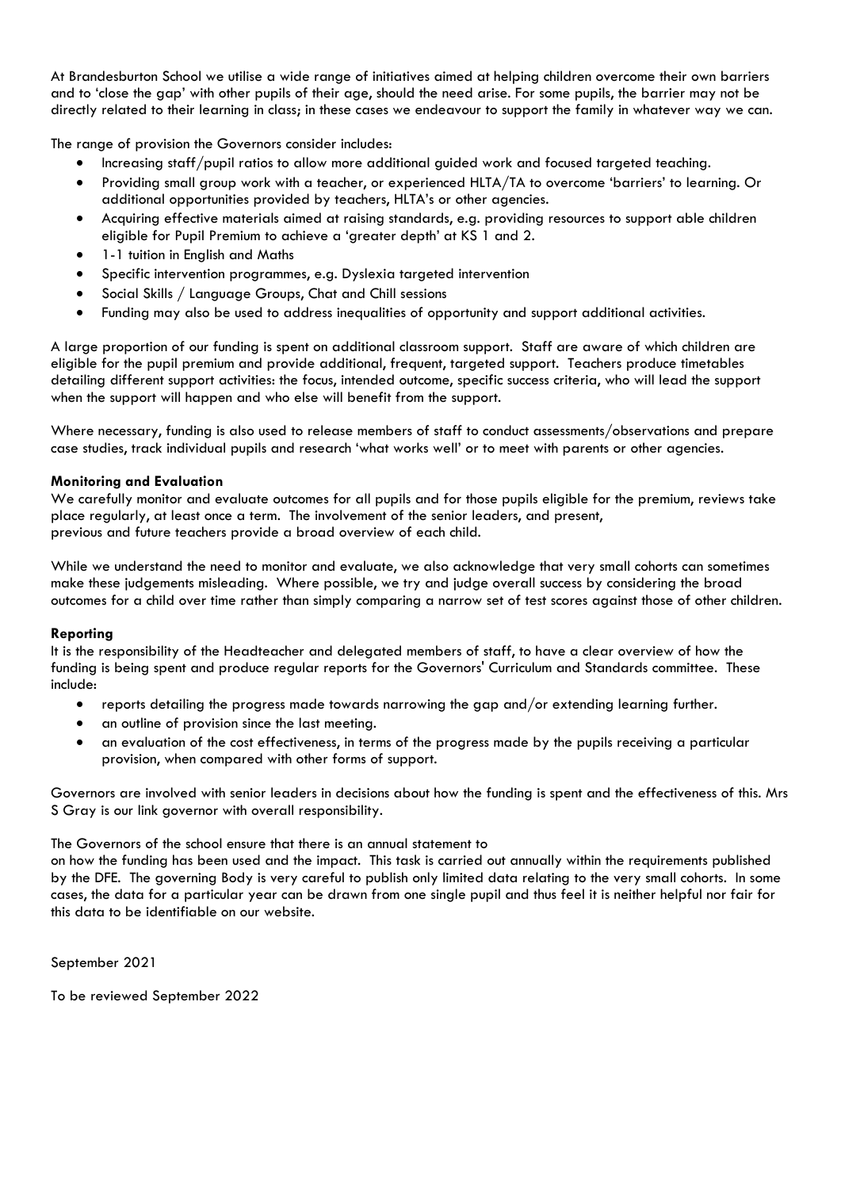At Brandesburton School we utilise a wide range of initiatives aimed at helping children overcome their own barriers and to 'close the gap' with other pupils of their age, should the need arise. For some pupils, the barrier may not be directly related to their learning in class; in these cases we endeavour to support the family in whatever way we can.

The range of provision the Governors consider includes:

- Increasing staff/pupil ratios to allow more additional guided work and focused targeted teaching.
- Providing small group work with a teacher, or experienced HLTA/TA to overcome 'barriers' to learning. Or additional opportunities provided by teachers, HLTA's or other agencies.
- Acquiring effective materials aimed at raising standards, e.g. providing resources to support able children eligible for Pupil Premium to achieve a 'greater depth' at KS 1 and 2.
- 1-1 tuition in English and Maths
- Specific intervention programmes, e.g. Dyslexia targeted intervention
- Social Skills / Language Groups, Chat and Chill sessions
- Funding may also be used to address inequalities of opportunity and support additional activities.

A large proportion of our funding is spent on additional classroom support. Staff are aware of which children are eligible for the pupil premium and provide additional, frequent, targeted support. Teachers produce timetables detailing different support activities: the focus, intended outcome, specific success criteria, who will lead the support when the support will happen and who else will benefit from the support.

Where necessary, funding is also used to release members of staff to conduct assessments/observations and prepare case studies, track individual pupils and research 'what works well' or to meet with parents or other agencies.

**Monitoring and Evaluation**

We carefully monitor and evaluate outcomes for all pupils and for those pupils eligible for the premium, reviews take place regularly, at least once a term. The involvement of the senior leaders, and present, previous and future teachers provide a broad overview of each child.

While we understand the need to monitor and evaluate, we also acknowledge that very small cohorts can sometimes make these judgements misleading. Where possible, we try and judge overall success by considering the broad outcomes for a child over time rather than simply comparing a narrow set of test scores against those of other children.

**Reporting**

It is the responsibility of the Headteacher and delegated members of staff, to have a clear overview of how the funding is being spent and produce regular reports for the Governors' Curriculum and Standards committee. These include:

- reports detailing the progress made towards narrowing the gap and/or extending learning further.
- an outline of provision since the last meeting.
- an evaluation of the cost effectiveness, in terms of the progress made by the pupils receiving a particular provision, when compared with other forms of support.

Governors are involved with senior leaders in decisions about how the funding is spent and the effectiveness of this. Mrs S Gray is our link governor with overall responsibility.

The Governors of the school ensure that there is an annual statement to
on how the funding has been used and the impact. This task is carried out annually within the requirements published by the DFE. The governing Body is very careful to publish only limited data relating to the very small cohorts. In some cases, the data for a particular year can be drawn from one single pupil and thus feel it is neither helpful nor fair for this data to be identifiable on our website.

September 2021

To be reviewed September 2022